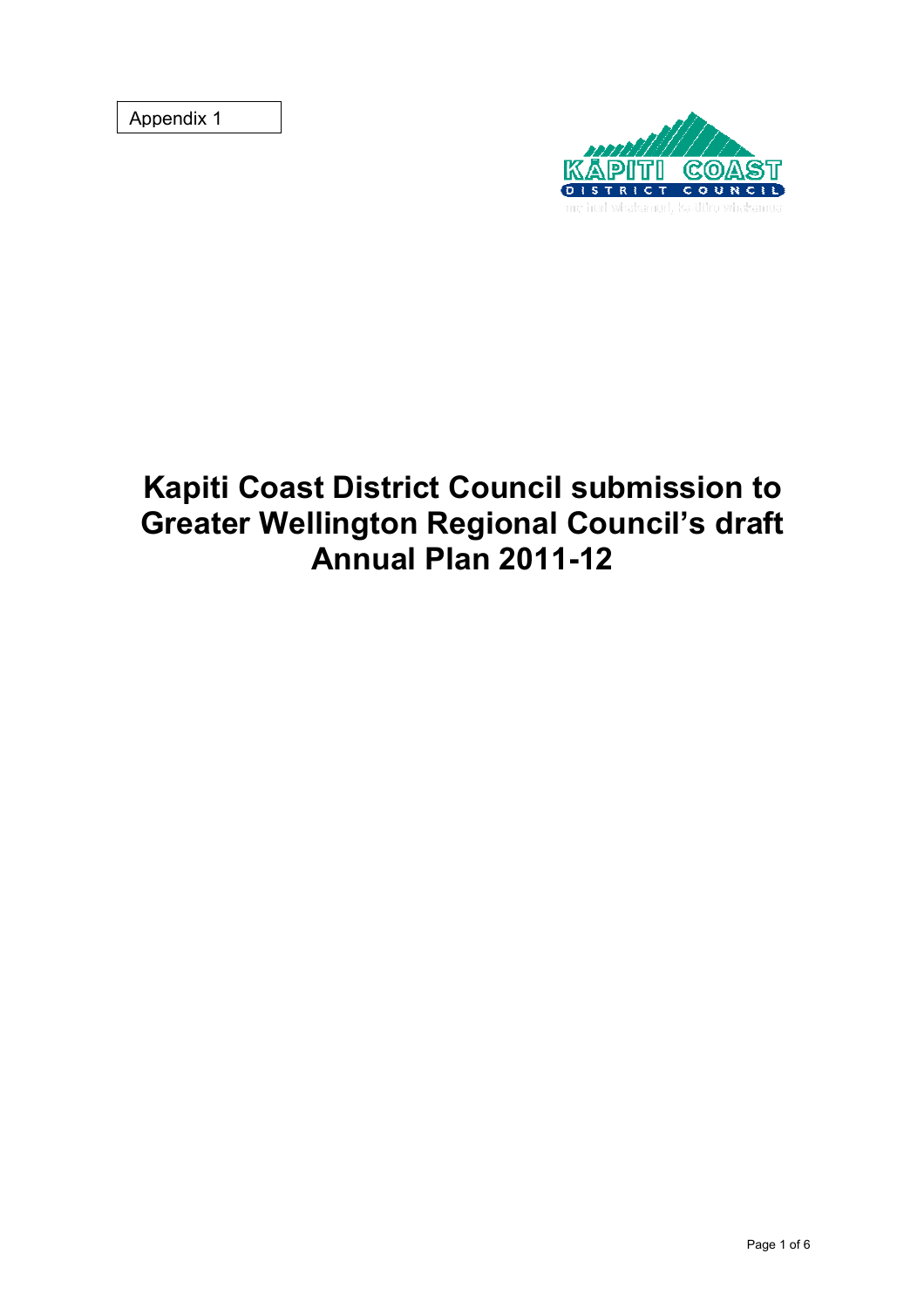Appendix 1

# Kapiti Coast District Council submission to Greater Wellington Regional Council's draft Annual Plan 2011-12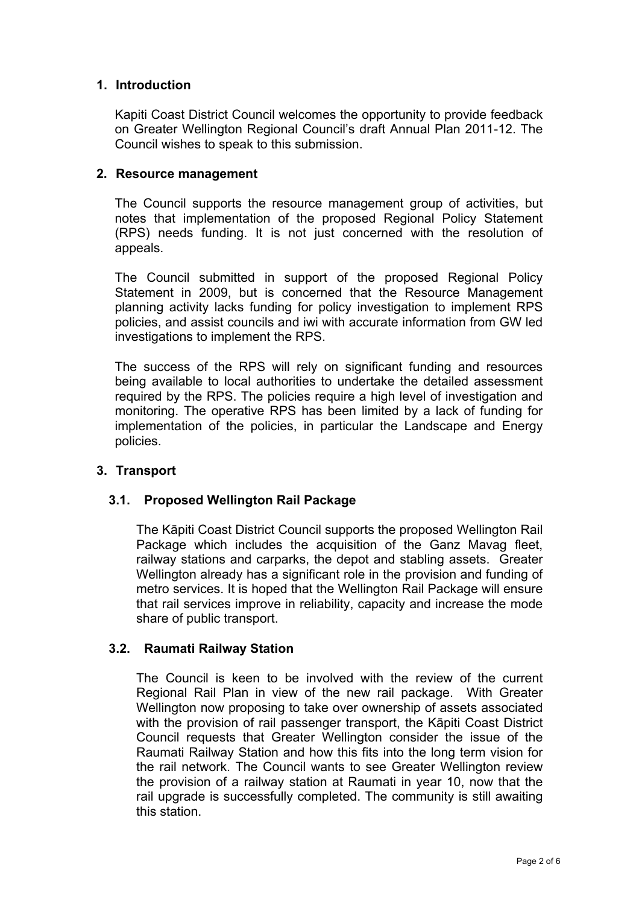## 1. Introduction

Kapiti Coast District Council welcomes the opportunity to provide feedback on Greater Wellington Regional Council's draft Annual Plan 2011-12. The Council wishes to speak to this submission.

## 2. Resource management

The Council supports the resource management group of activities, but notes that implementation of the proposed Regional Policy Statement (RPS) needs funding. It is not just concerned with the resolution of appeals.

The Council submitted in support of the proposed Regional Policy Statement in 2009, but is concerned that the Resource Management planning activity lacks funding for policy investigation to implement RPS policies, and assist councils and iwi with accurate information from GW led investigations to implement the RPS.

The success of the RPS will rely on significant funding and resources being available to local authorities to undertake the detailed assessment required by the RPS. The policies require a high level of investigation and monitoring. The operative RPS has been limited by a lack of funding for implementation of the policies, in particular the Landscape and Energy policies.

## 3. Transport

### 3.1. Proposed Wellington Rail Package

The Kāpiti Coast District Council supports the proposed Wellington Rail Package which includes the acquisition of the Ganz Mavag fleet, railway stations and carparks, the depot and stabling assets. Greater Wellington already has a significant role in the provision and funding of metro services. It is hoped that the Wellington Rail Package will ensure that rail services improve in reliability, capacity and increase the mode share of public transport.

### 3.2. Raumati Railway Station

The Council is keen to be involved with the review of the current Regional Rail Plan in view of the new rail package. With Greater Wellington now proposing to take over ownership of assets associated with the provision of rail passenger transport, the Kāpiti Coast District Council requests that Greater Wellington consider the issue of the Raumati Railway Station and how this fits into the long term vision for the rail network. The Council wants to see Greater Wellington review the provision of a railway station at Raumati in year 10, now that the rail upgrade is successfully completed. The community is still awaiting this station.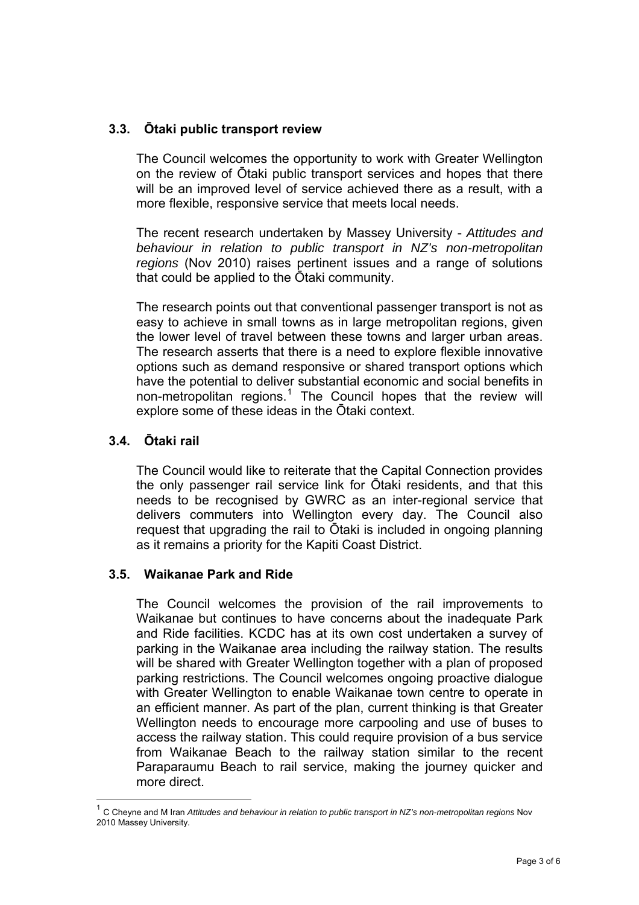### 3.3. Ōtaki public transport review

The Council welcomes the opportunity to work with Greater Wellington on the review of Ōtaki public transport services and hopes that there will be an improved level of service achieved there as a result, with a more flexible, responsive service that meets local needs.

The recent research undertaken by Massey University - *Attitudes and behaviour in relation to public transport in NZ's non-metropolitan regions* (Nov 2010) raises pertinent issues and a range of solutions that could be applied to the Ōtaki community.

The research points out that conventional passenger transport is not as easy to achieve in small towns as in large metropolitan regions, given the lower level of travel between these towns and larger urban areas. The research asserts that there is a need to explore flexible innovative options such as demand responsive or shared transport options which have the potential to deliver substantial economic and social benefits in non-metropolitan regions.[1] The Council hopes that the review will explore some of these ideas in the Ōtaki context.

### 3.4. Ōtaki rail

The Council would like to reiterate that the Capital Connection provides the only passenger rail service link for Ōtaki residents, and that this needs to be recognised by GWRC as an inter-regional service that delivers commuters into Wellington every day. The Council also request that upgrading the rail to Ōtaki is included in ongoing planning as it remains a priority for the Kapiti Coast District.

### 3.5. Waikanae Park and Ride

The Council welcomes the provision of the rail improvements to Waikanae but continues to have concerns about the inadequate Park and Ride facilities. KCDC has at its own cost undertaken a survey of parking in the Waikanae area including the railway station. The results will be shared with Greater Wellington together with a plan of proposed parking restrictions. The Council welcomes ongoing proactive dialogue with Greater Wellington to enable Waikanae town centre to operate in an efficient manner. As part of the plan, current thinking is that Greater Wellington needs to encourage more carpooling and use of buses to access the railway station. This could require provision of a bus service from Waikanae Beach to the railway station similar to the recent Paraparaumu Beach to rail service, making the journey quicker and more direct.

---

[1] C Cheyne and M Iran *Attitudes and behaviour in relation to public transport in NZ's non-metropolitan regions* Nov 2010 Massey University.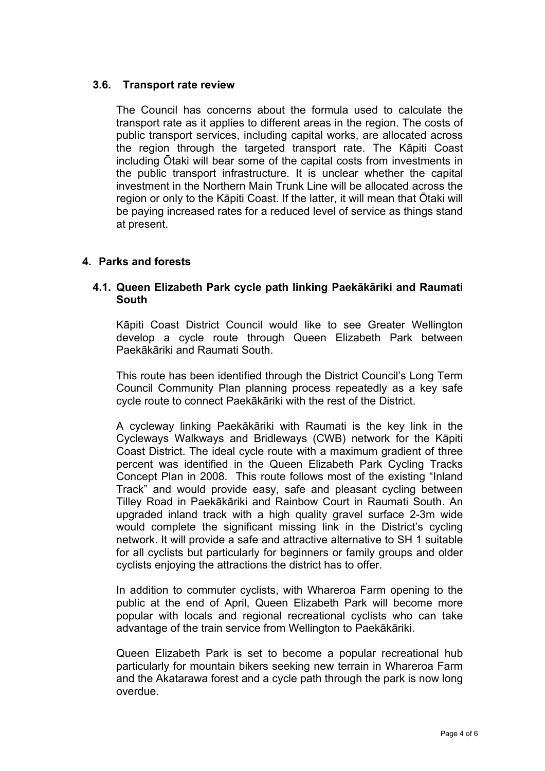### 3.6. Transport rate review

The Council has concerns about the formula used to calculate the transport rate as it applies to different areas in the region. The costs of public transport services, including capital works, are allocated across the region through the targeted transport rate. The Kāpiti Coast including Ōtaki will bear some of the capital costs from investments in the public transport infrastructure. It is unclear whether the capital investment in the Northern Main Trunk Line will be allocated across the region or only to the Kāpiti Coast. If the latter, it will mean that Ōtaki will be paying increased rates for a reduced level of service as things stand at present.

## 4. Parks and forests

### 4.1. Queen Elizabeth Park cycle path linking Paekākāriki and Raumati South

Kāpiti Coast District Council would like to see Greater Wellington develop a cycle route through Queen Elizabeth Park between Paekākāriki and Raumati South.

This route has been identified through the District Council's Long Term Council Community Plan planning process repeatedly as a key safe cycle route to connect Paekākāriki with the rest of the District.

A cycleway linking Paekākāriki with Raumati is the key link in the Cycleways Walkways and Bridleways (CWB) network for the Kāpiti Coast District. The ideal cycle route with a maximum gradient of three percent was identified in the Queen Elizabeth Park Cycling Tracks Concept Plan in 2008. This route follows most of the existing "Inland Track" and would provide easy, safe and pleasant cycling between Tilley Road in Paekākāriki and Rainbow Court in Raumati South. An upgraded inland track with a high quality gravel surface 2-3m wide would complete the significant missing link in the District's cycling network. It will provide a safe and attractive alternative to SH 1 suitable for all cyclists but particularly for beginners or family groups and older cyclists enjoying the attractions the district has to offer.

In addition to commuter cyclists, with Whareroa Farm opening to the public at the end of April, Queen Elizabeth Park will become more popular with locals and regional recreational cyclists who can take advantage of the train service from Wellington to Paekākāriki.

Queen Elizabeth Park is set to become a popular recreational hub particularly for mountain bikers seeking new terrain in Whareroa Farm and the Akatarawa forest and a cycle path through the park is now long overdue.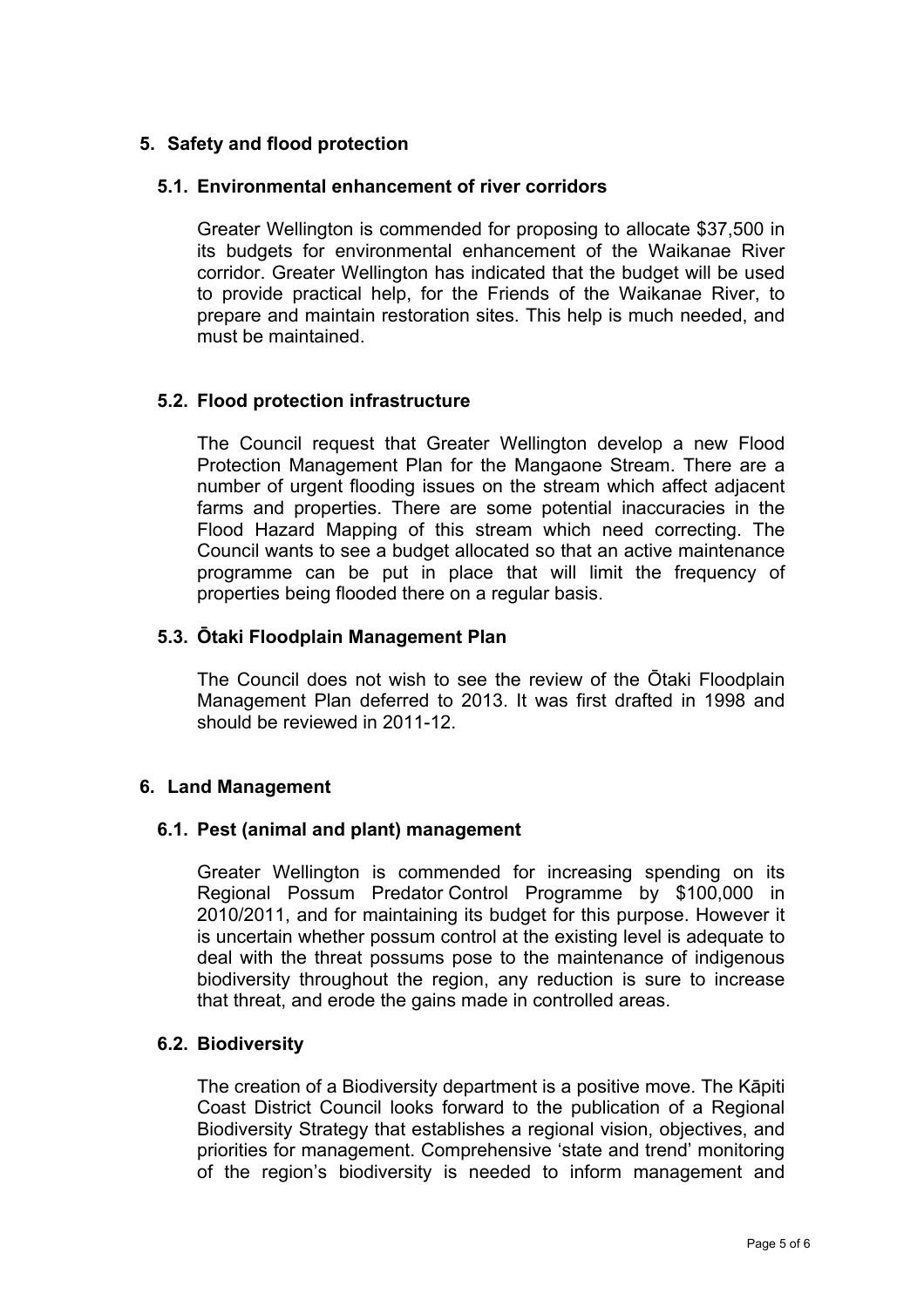## 5. Safety and flood protection

### 5.1. Environmental enhancement of river corridors

Greater Wellington is commended for proposing to allocate $37,500 in its budgets for environmental enhancement of the Waikanae River corridor. Greater Wellington has indicated that the budget will be used to provide practical help, for the Friends of the Waikanae River, to prepare and maintain restoration sites. This help is much needed, and must be maintained.

### 5.2. Flood protection infrastructure

The Council request that Greater Wellington develop a new Flood Protection Management Plan for the Mangaone Stream. There are a number of urgent flooding issues on the stream which affect adjacent farms and properties. There are some potential inaccuracies in the Flood Hazard Mapping of this stream which need correcting. The Council wants to see a budget allocated so that an active maintenance programme can be put in place that will limit the frequency of properties being flooded there on a regular basis.

### 5.3. Ōtaki Floodplain Management Plan

The Council does not wish to see the review of the Ōtaki Floodplain Management Plan deferred to 2013. It was first drafted in 1998 and should be reviewed in 2011-12.

## 6. Land Management

### 6.1. Pest (animal and plant) management

Greater Wellington is commended for increasing spending on its Regional Possum Predator Control Programme by $100,000 in 2010/2011, and for maintaining its budget for this purpose. However it is uncertain whether possum control at the existing level is adequate to deal with the threat possums pose to the maintenance of indigenous biodiversity throughout the region, any reduction is sure to increase that threat, and erode the gains made in controlled areas.

### 6.2. Biodiversity

The creation of a Biodiversity department is a positive move. The Kāpiti Coast District Council looks forward to the publication of a Regional Biodiversity Strategy that establishes a regional vision, objectives, and priorities for management. Comprehensive 'state and trend' monitoring of the region's biodiversity is needed to inform management and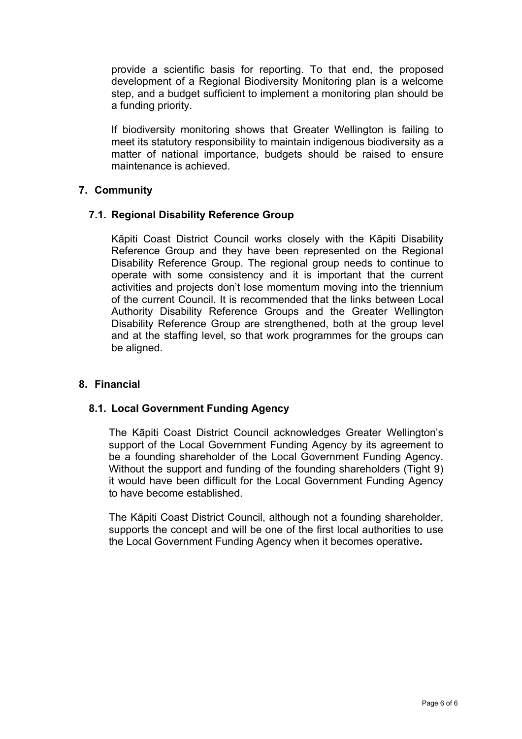provide a scientific basis for reporting. To that end, the proposed development of a Regional Biodiversity Monitoring plan is a welcome step, and a budget sufficient to implement a monitoring plan should be a funding priority.

If biodiversity monitoring shows that Greater Wellington is failing to meet its statutory responsibility to maintain indigenous biodiversity as a matter of national importance, budgets should be raised to ensure maintenance is achieved.

## 7. Community

### 7.1. Regional Disability Reference Group

Kāpiti Coast District Council works closely with the Kāpiti Disability Reference Group and they have been represented on the Regional Disability Reference Group. The regional group needs to continue to operate with some consistency and it is important that the current activities and projects don't lose momentum moving into the triennium of the current Council. It is recommended that the links between Local Authority Disability Reference Groups and the Greater Wellington Disability Reference Group are strengthened, both at the group level and at the staffing level, so that work programmes for the groups can be aligned.

## 8. Financial

### 8.1. Local Government Funding Agency

The Kāpiti Coast District Council acknowledges Greater Wellington's support of the Local Government Funding Agency by its agreement to be a founding shareholder of the Local Government Funding Agency. Without the support and funding of the founding shareholders (Tight 9) it would have been difficult for the Local Government Funding Agency to have become established.

The Kāpiti Coast District Council, although not a founding shareholder, supports the concept and will be one of the first local authorities to use the Local Government Funding Agency when it becomes operative.